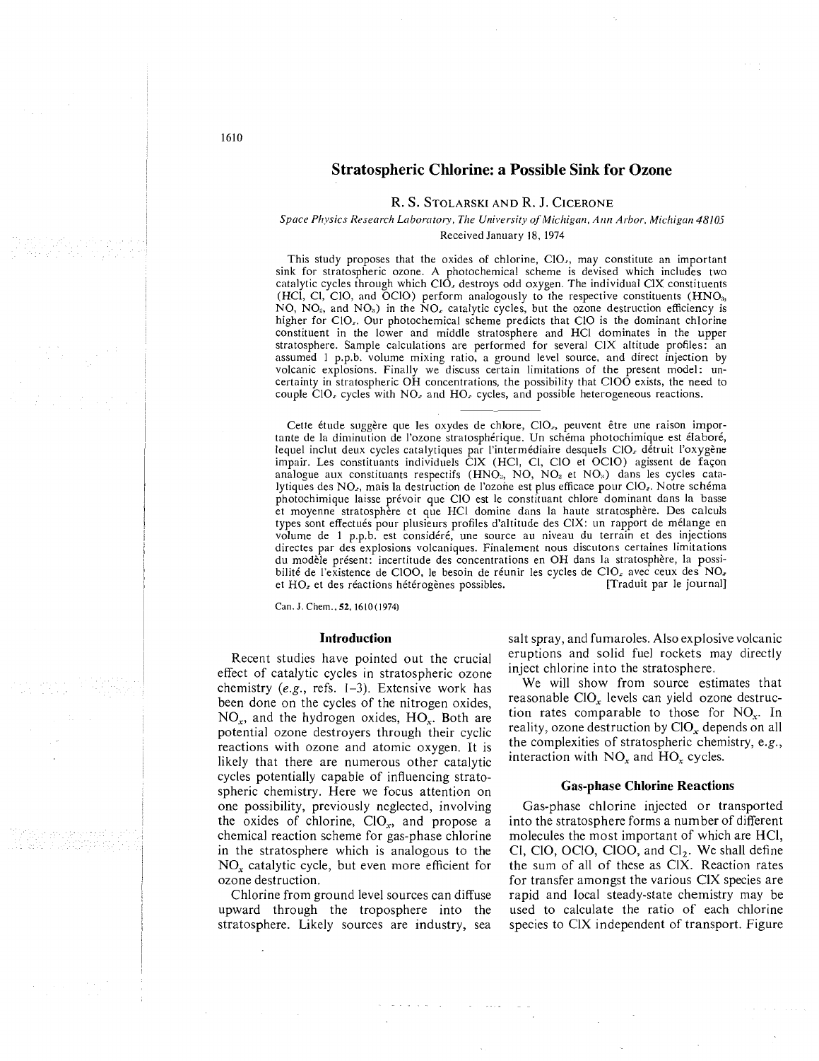# Stratospheric Chlorine: a Possible Sink for Ozone

R. S. STOLARSKI AND R. J. CICERONE

*Space Physics Research Laboratory, The University of Michigan, Ann Arbor, Michigan 48105*

Received January 18, 1974

This study proposes that the oxides of chlorine, $ClO_x$, may constitute an important sink for stratospheric ozone. A photochemical scheme is devised which includes two catalytic cycles through which $ClO_x$ destroys odd oxygen. The individual ClX constituents (HCl, Cl, ClO, and OClO) perform analogously to the respective constituents ($HNO_3$, NO, $NO_2$, and $NO_3$) in the $NO_x$ catalytic cycles, but the ozone destruction efficiency is higher for $ClO_x$. Our photochemical scheme predicts that ClO is the dominant chlorine constituent in the lower and middle stratosphere and HCl dominates in the upper stratosphere. Sample calculations are performed for several ClX altitude profiles: an assumed 1 p.p.b. volume mixing ratio, a ground level source, and direct injection by volcanic explosions. Finally we discuss certain limitations of the present model: uncertainty in stratospheric OH concentrations, the possibility that ClOO exists, the need to couple $ClO_x$ cycles with $NO_x$ and $HO_x$ cycles, and possible heterogeneous reactions.

Cette étude suggère que les oxydes de chlore, $ClO_x$, peuvent être une raison importante de la diminution de l'ozone stratosphérique. Un schéma photochimique est élaboré, lequel inclut deux cycles catalytiques par l'intermédiaire desquels $ClO_x$ détruit l'oxygène impair. Les constituants individuels ClX (HCl, Cl, ClO et OClO) agissent de façon analogue aux constituants respectifs ($HNO_3$, NO, $NO_2$ et $NO_3$) dans les cycles catalytiques des $NO_x$, mais la destruction de l'ozone est plus efficace pour $ClO_x$. Notre schéma photochimique laisse prévoir que ClO est le constituant chlore dominant dans la basse et moyenne stratosphère et que HCl domine dans la haute stratosphère. Des calculs types sont effectués pour plusieurs profils d'altitude des ClX: un rapport de mélange en volume de 1 p.p.b. est considéré, une source au niveau du terrain et des injections directes par des explosions volcaniques. Finalement nous discutons certaines limitations du modèle présent: incertitude des concentrations en OH dans la stratosphère, la possibilité de l'existence de ClOO, le besoin de réunir les cycles de $ClO_x$ avec ceux des $NO_x$ et $HO_x$ et des réactions hétérogènes possibles. [Traduit par le journal]

Can. J. Chem., 52, 1610 (1974)

## Introduction

Recent studies have pointed out the crucial effect of catalytic cycles in stratospheric ozone chemistry (*e.g.*, refs. 1–3). Extensive work has been done on the cycles of the nitrogen oxides, $NO_x$, and the hydrogen oxides, $HO_x$. Both are potential ozone destroyers through their cyclic reactions with ozone and atomic oxygen. It is likely that there are numerous other catalytic cycles potentially capable of influencing stratospheric chemistry. Here we focus attention on one possibility, previously neglected, involving the oxides of chlorine, $ClO_x$, and propose a chemical reaction scheme for gas-phase chlorine in the stratosphere which is analogous to the $NO_x$ catalytic cycle, but even more efficient for ozone destruction.

Chlorine from ground level sources can diffuse upward through the troposphere into the stratosphere. Likely sources are industry, sea salt spray, and fumaroles. Also explosive volcanic eruptions and solid fuel rockets may directly inject chlorine into the stratosphere.

We will show from source estimates that reasonable $ClO_x$ levels can yield ozone destruction rates comparable to those for $NO_x$. In reality, ozone destruction by $ClO_x$ depends on all the complexities of stratospheric chemistry, e.g., interaction with $NO_x$ and $HO_x$ cycles.

## Gas-phase Chlorine Reactions

Gas-phase chlorine injected or transported into the stratosphere forms a number of different molecules the most important of which are HCl, Cl, ClO, OClO, ClOO, and $Cl_2$. We shall define the sum of all of these as ClX. Reaction rates for transfer amongst the various ClX species are rapid and local steady-state chemistry may be used to calculate the ratio of each chlorine species to ClX independent of transport. Figure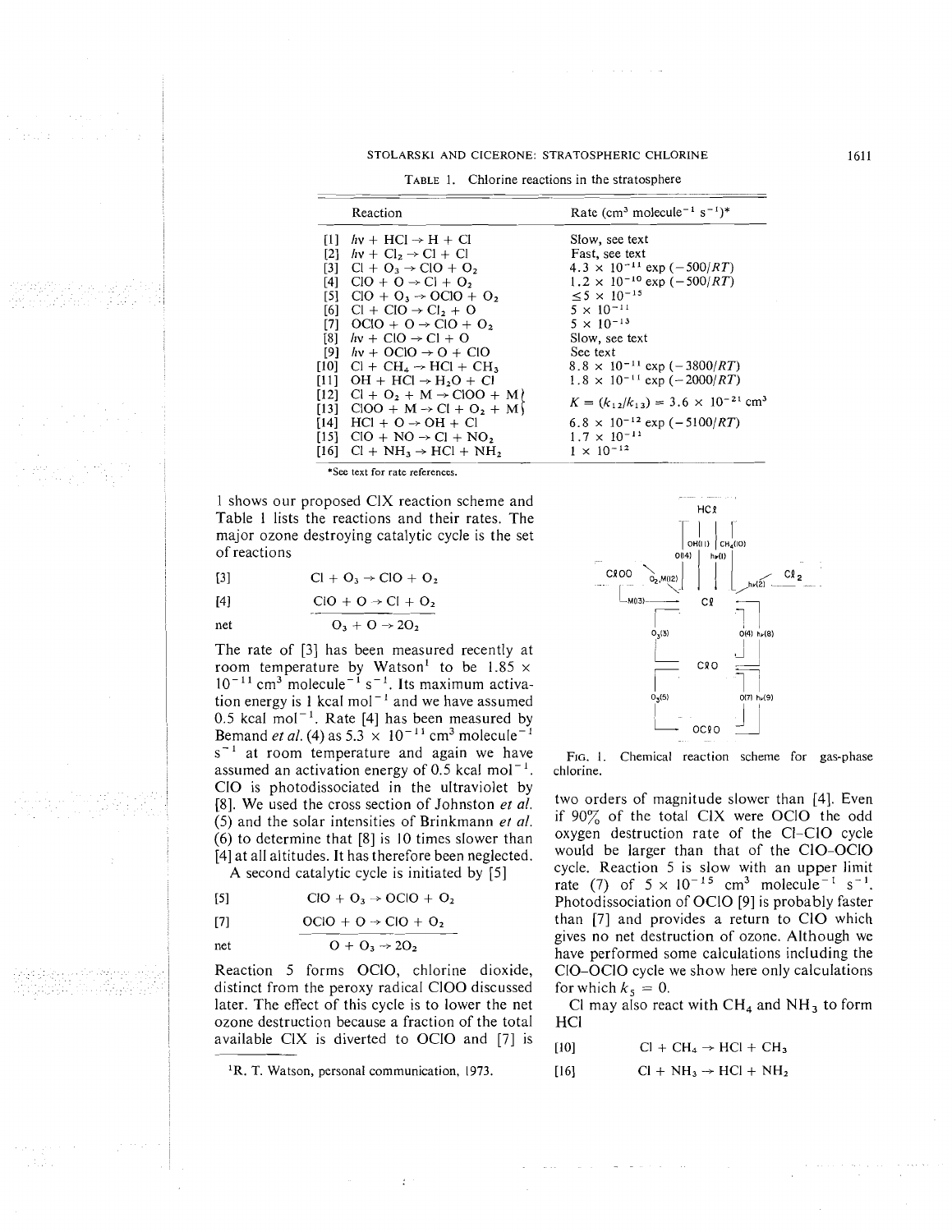TABLE 1. Chlorine reactions in the stratosphere

| Reaction | Rate ($cm^3$ $molecule^{-1}$ $s^{-1}$)* |
|---|---|
| [1] $h\nu + HCl \rightarrow H + Cl$ | Slow, see text |
| [2] $h\nu + Cl_2 \rightarrow Cl + Cl$ | Fast, see text |
| [3] $Cl + O_3 \rightarrow ClO + O_2$ | $4.3 \times 10^{-11} \exp(-500/RT)$ |
| [4] $ClO + O \rightarrow Cl + O_2$ | $1.2 \times 10^{-10} \exp(-500/RT)$ |
| [5] $ClO + O_3 \rightarrow OClO + O_2$ | $\leq 5 \times 10^{-15}$ |
| [6] $Cl + ClO \rightarrow Cl_2 + O$ | $5 \times 10^{-11}$ |
| [7] $OClO + O \rightarrow ClO + O_2$ | $5 \times 10^{-13}$ |
| [8] $h\nu + ClO \rightarrow Cl + O$ | Slow, see text |
| [9] $h\nu + OClO \rightarrow O + ClO$ | See text |
| [10] $Cl + CH_4 \rightarrow HCl + CH_3$ | $8.8 \times 10^{-11} \exp(-3800/RT)$ |
| [11] $OH + HCl \rightarrow H_2O + Cl$ | $1.8 \times 10^{-11} \exp(-2000/RT)$ |
| [12] $Cl + O_2 + M \rightarrow ClOO + M$ | $K = (k_{12}/k_{13}) = 3.6 \times 10^{-21}$ $cm^3$ |
| [13] $ClOO + M \rightarrow Cl + O_2 + M$ | |
| [14] $HCl + O \rightarrow OH + Cl$ | $6.8 \times 10^{-12} \exp(-5100/RT)$ |
| [15] $ClO + NO \rightarrow Cl + NO_2$ | $1.7 \times 10^{-11}$ |
| [16] $Cl + NH_3 \rightarrow HCl + NH_2$ | $1 \times 10^{-12}$ |

*See text for rate references.

1 shows our proposed ClX reaction scheme and Table 1 lists the reactions and their rates. The major ozone destroying catalytic cycle is the set of reactions

$$[3] \quad Cl + O_3 \rightarrow ClO + O_2$$

$$[4] \quad ClO + O \rightarrow Cl + O_2$$

$$\text{net} \quad O_3 + O \rightarrow 2O_2$$

The rate of [3] has been measured recently at room temperature by Watson[1] to be $1.85 \times 10^{-11}$ $cm^3$ $molecule^{-1}$ $s^{-1}$. Its maximum activation energy is 1 kcal $mol^{-1}$ and we have assumed 0.5 kcal $mol^{-1}$. Rate [4] has been measured by Bemand *et al.* (4) as $5.3 \times 10^{-11}$ $cm^3$ $molecule^{-1}$ $s^{-1}$ at room temperature and again we have assumed an activation energy of 0.5 kcal $mol^{-1}$. ClO is photodissociated in the ultraviolet by [8]. We used the cross section of Johnston *et al.* (5) and the solar intensities of Brinkmann *et al.* (6) to determine that [8] is 10 times slower than [4] at all altitudes. It has therefore been neglected.

A second catalytic cycle is initiated by [5]

$$[5] \quad ClO + O_3 \rightarrow OClO + O_2$$

$$[7] \quad OClO + O \rightarrow ClO + O_2$$

$$\text{net} \quad O + O_3 \rightarrow 2O_2$$

Reaction 5 forms OClO, chlorine dioxide, distinct from the peroxy radical ClOO discussed later. The effect of this cycle is to lower the net ozone destruction because a fraction of the total available ClX is diverted to OClO and [7] is two orders of magnitude slower than [4]. Even if 90% of the total ClX were OClO the odd oxygen destruction rate of the Cl–ClO cycle would be larger than that of the ClO–OClO cycle. Reaction 5 is slow with an upper limit rate (7) of $5 \times 10^{-15}$ $cm^3$ $molecule^{-1}$ $s^{-1}$. Photodissociation of OClO [9] is probably faster than [7] and provides a return to ClO which gives no net destruction of ozone. Although we have performed some calculations including the ClO–OClO cycle we show here only calculations for which $k_5 = 0$.

[1]R. T. Watson, personal communication, 1973.

FIG. 1. Chemical reaction scheme for gas-phase chlorine.

Cl may also react with $CH_4$ and $NH_3$ to form HCl

$$[10] \quad Cl + CH_4 \rightarrow HCl + CH_3$$

$$[16] \quad Cl + NH_3 \rightarrow HCl + NH_2$$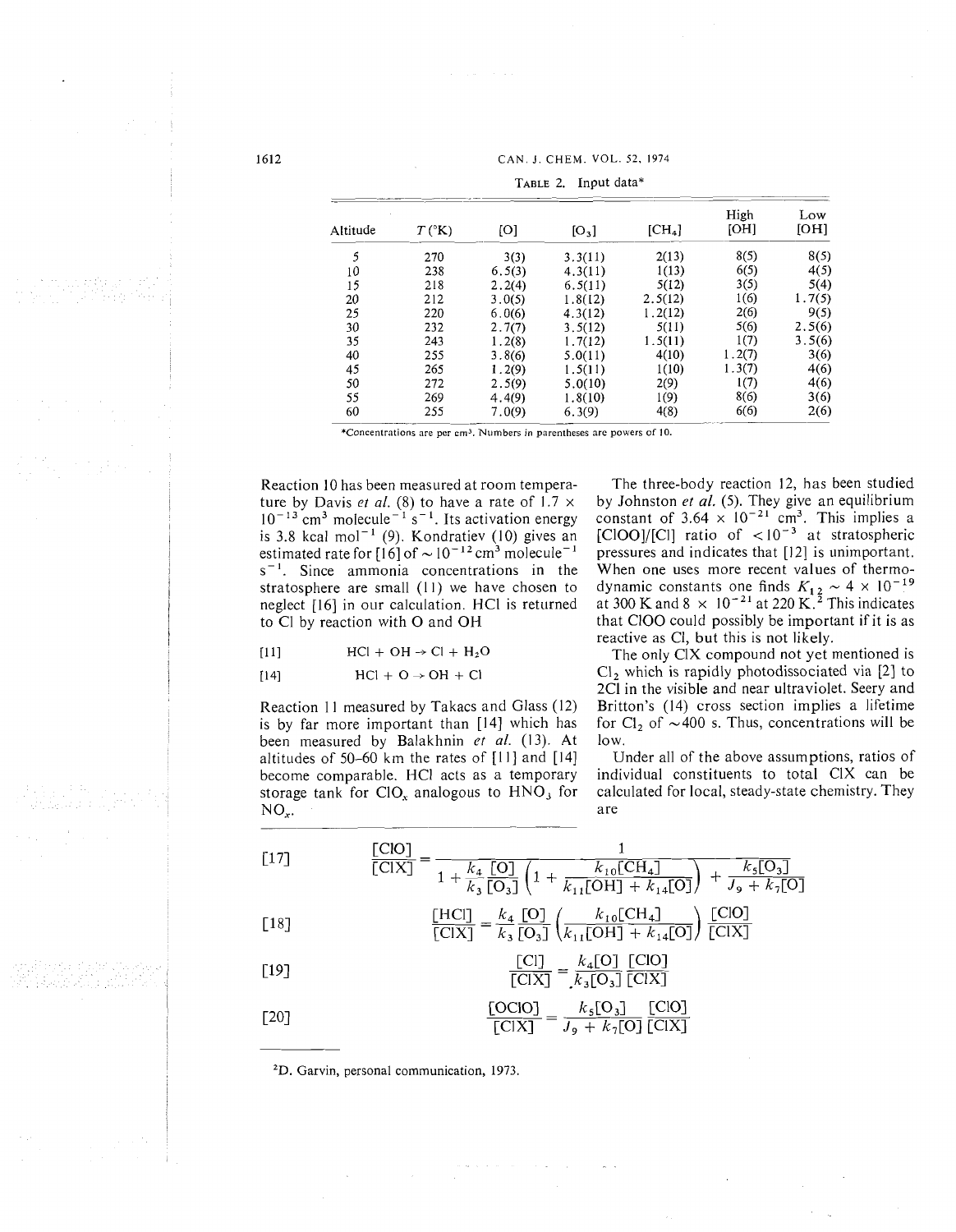TABLE 2. Input data*

| Altitude | $T$ (°K) | [O] | [$O_3$] | [$CH_4$] | High [OH] | Low [OH] |
|---|---|---|---|---|---|---|
| 5 | 270 | 3(3) | 3.3(11) | 2(13) | 8(5) | 8(5) |
| 10 | 238 | 6.5(3) | 4.3(11) | 1(13) | 6(5) | 4(5) |
| 15 | 218 | 2.2(4) | 6.5(11) | 5(12) | 3(5) | 5(4) |
| 20 | 212 | 3.0(5) | 1.8(12) | 2.5(12) | 1(6) | 1.7(5) |
| 25 | 220 | 6.0(6) | 4.3(12) | 1.2(12) | 2(6) | 9(5) |
| 30 | 232 | 2.7(7) | 3.5(12) | 5(11) | 5(6) | 2.5(6) |
| 35 | 243 | 1.2(8) | 1.7(12) | 1.5(11) | 1(7) | 3.5(6) |
| 40 | 255 | 3.8(6) | 5.0(11) | 4(10) | 1.2(7) | 3(6) |
| 45 | 265 | 1.2(9) | 1.5(11) | 1(10) | 1.3(7) | 4(6) |
| 50 | 272 | 2.5(9) | 5.0(10) | 2(9) | 1(7) | 4(6) |
| 55 | 269 | 4.4(9) | 1.8(10) | 1(9) | 8(6) | 3(6) |
| 60 | 255 | 7.0(9) | 6.3(9) | 4(8) | 6(6) | 2(6) |

*Concentrations are per $cm^3$. Numbers in parentheses are powers of 10.

Reaction 10 has been measured at room temperature by Davis *et al.* (8) to have a rate of $1.7 \times 10^{-13}$ $cm^3$ molecule$^{-1}$ $s^{-1}$. Its activation energy is 3.8 kcal mol$^{-1}$ (9). Kondratiev (10) gives an estimated rate for [16] of $\sim 10^{-12}$ $cm^3$ molecule$^{-1}$ $s^{-1}$. Since ammonia concentrations in the stratosphere are small (11) we have chosen to neglect [16] in our calculation. HCl is returned to Cl by reaction with O and OH

[11] $\quad HCl + OH \rightarrow Cl + H_2O$

[14] $\quad HCl + O \rightarrow OH + Cl$

Reaction 11 measured by Takacs and Glass (12) is by far more important than [14] which has been measured by Balakhnin *et al.* (13). At altitudes of 50–60 km the rates of [11] and [14] become comparable. HCl acts as a temporary storage tank for $ClO_x$ analogous to $HNO_3$ for $NO_x$.

The three-body reaction 12, has been studied by Johnston *et al.* (5). They give an equilibrium constant of $3.64 \times 10^{-21}$ $cm^3$. This implies a [ClOO]/[Cl] ratio of $<10^{-3}$ at stratospheric pressures and indicates that [12] is unimportant. When one uses more recent values of thermodynamic constants one finds $K_{12} \sim 4 \times 10^{-19}$ at 300 K and $8 \times 10^{-21}$ at 220 K.[2] This indicates that ClOO could possibly be important if it is as reactive as Cl, but this is not likely.

The only ClX compound not yet mentioned is $Cl_2$ which is rapidly photodissociated via [2] to 2Cl in the visible and near ultraviolet. Seery and Britton's (14) cross section implies a lifetime for $Cl_2$ of $\sim$400 s. Thus, concentrations will be low.

Under all of the above assumptions, ratios of individual constituents to total ClX can be calculated for local, steady-state chemistry. They are

$$[17] \qquad \frac{[ClO]}{[ClX]} = \frac{1}{1 + \dfrac{k_4}{k_3}\dfrac{[O]}{[O_3]}\left(1 + \dfrac{k_{10}[CH_4]}{k_{11}[OH] + k_{14}[O]}\right) + \dfrac{k_5[O_3]}{J_9 + k_7[O]}}$$

$$[18] \qquad \frac{[HCl]}{[ClX]} = \frac{k_4}{k_3}\frac{[O]}{[O_3]}\left(\frac{k_{10}[CH_4]}{k_{11}[OH] + k_{14}[O]}\right)\frac{[ClO]}{[ClX]}$$

$$[19] \qquad \frac{[Cl]}{[ClX]} = \frac{k_4[O]}{k_3[O_3]}\frac{[ClO]}{[ClX]}$$

$$[20] \qquad \frac{[OClO]}{[ClX]} = \frac{k_5[O_3]}{J_9 + k_7[O]}\frac{[ClO]}{[ClX]}$$

[2] D. Garvin, personal communication, 1973.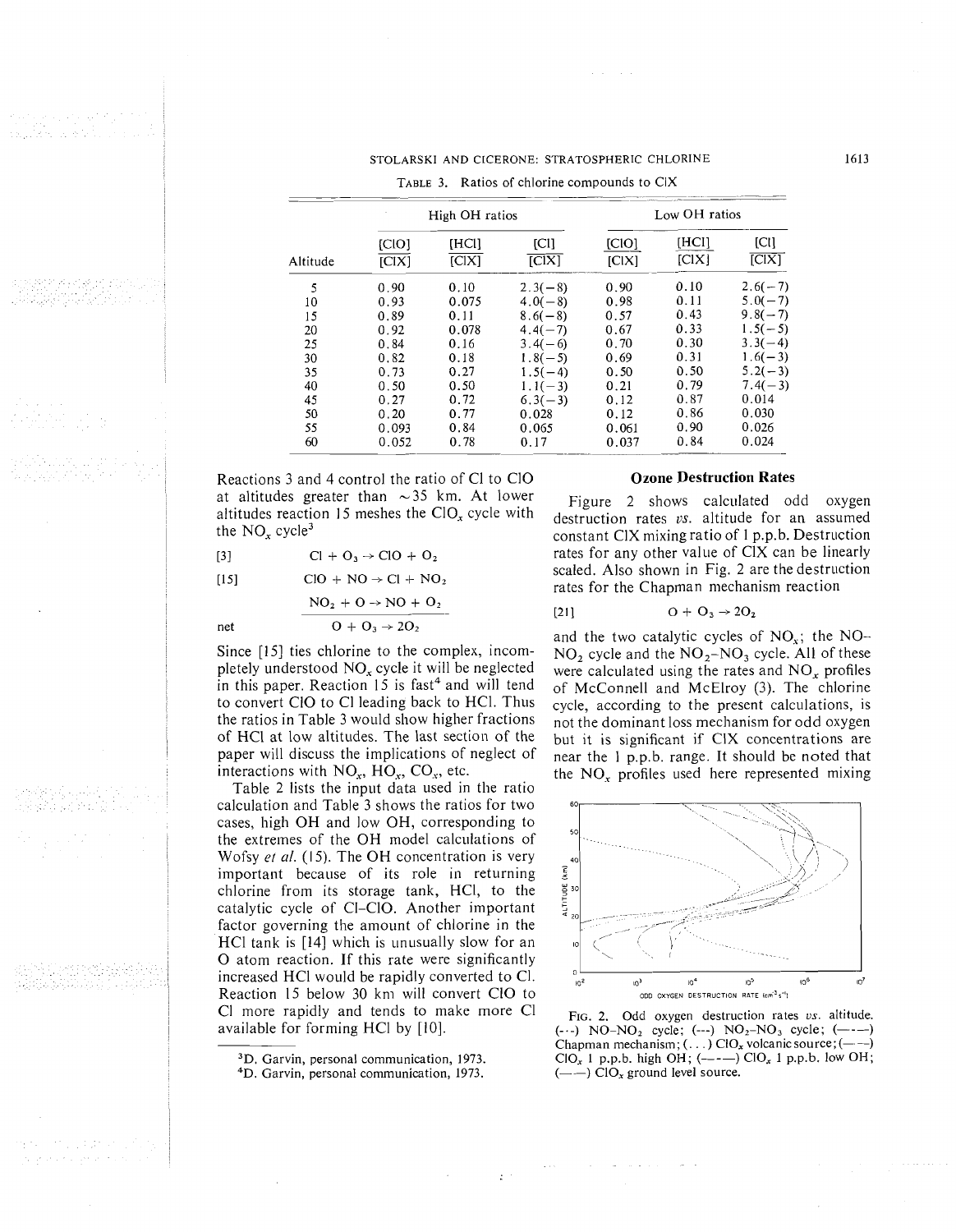TABLE 3. Ratios of chlorine compounds to ClX

| | High OH ratios | | | Low OH ratios | | |
|---|---|---|---|---|---|---|
| Altitude | [ClO]/[ClX] | [HCl]/[ClX] | [Cl]/[ClX] | [ClO]/[ClX] | [HCl]/[ClX] | [Cl]/[ClX] |
| 5 | 0.90 | 0.10 | 2.3(−8) | 0.90 | 0.10 | 2.6(−7) |
| 10 | 0.93 | 0.075 | 4.0(−8) | 0.98 | 0.11 | 5.0(−7) |
| 15 | 0.89 | 0.11 | 8.6(−8) | 0.57 | 0.43 | 9.8(−7) |
| 20 | 0.92 | 0.078 | 4.4(−7) | 0.67 | 0.33 | 1.5(−5) |
| 25 | 0.84 | 0.16 | 3.4(−6) | 0.70 | 0.30 | 3.3(−4) |
| 30 | 0.82 | 0.18 | 1.8(−5) | 0.69 | 0.31 | 1.6(−3) |
| 35 | 0.73 | 0.27 | 1.5(−4) | 0.50 | 0.50 | 5.2(−3) |
| 40 | 0.50 | 0.50 | 1.1(−3) | 0.21 | 0.79 | 7.4(−3) |
| 45 | 0.27 | 0.72 | 6.3(−3) | 0.12 | 0.87 | 0.014 |
| 50 | 0.20 | 0.77 | 0.028 | 0.12 | 0.86 | 0.030 |
| 55 | 0.093 | 0.84 | 0.065 | 0.061 | 0.90 | 0.026 |
| 60 | 0.052 | 0.78 | 0.17 | 0.037 | 0.84 | 0.024 |

Reactions 3 and 4 control the ratio of Cl to ClO at altitudes greater than ~35 km. At lower altitudes reaction 15 meshes the $ClO_x$ cycle with the $NO_x$ cycle[3]

[3] $Cl + O_3 \rightarrow ClO + O_2$

[15] $ClO + NO \rightarrow Cl + NO_2$

$NO_2 + O \rightarrow NO + O_2$

net $O + O_3 \rightarrow 2O_2$

Since [15] ties chlorine to the complex, incompletely understood $NO_x$ cycle it will be neglected in this paper. Reaction 15 is fast[4] and will tend to convert ClO to Cl leading back to HCl. Thus the ratios in Table 3 would show higher fractions of HCl at low altitudes. The last section of the paper will discuss the implications of neglect of interactions with $NO_x$, $HO_x$, $CO_x$, etc.

Table 2 lists the input data used in the ratio calculation and Table 3 shows the ratios for two cases, high OH and low OH, corresponding to the extremes of the OH model calculations of Wofsy *et al.* (15). The OH concentration is very important because of its role in returning chlorine from its storage tank, HCl, to the catalytic cycle of Cl–ClO. Another important factor governing the amount of chlorine in the HCl tank is [14] which is unusually slow for an O atom reaction. If this rate were significantly increased HCl would be rapidly converted to Cl. Reaction 15 below 30 km will convert ClO to Cl more rapidly and tends to make more Cl available for forming HCl by [10].

[3]D. Garvin, personal communication, 1973.

[4]D. Garvin, personal communication, 1973.

## Ozone Destruction Rates

Figure 2 shows calculated odd oxygen destruction rates *vs.* altitude for an assumed constant ClX mixing ratio of 1 p.p.b. Destruction rates for any other value of ClX can be linearly scaled. Also shown in Fig. 2 are the destruction rates for the Chapman mechanism reaction

[21] $O + O_3 \rightarrow 2O_2$

and the two catalytic cycles of $NO_x$; the $NO$–$NO_2$ cycle and the $NO_2$–$NO_3$ cycle. All of these were calculated using the rates and $NO_x$ profiles of McConnell and McElroy (3). The chlorine cycle, according to the present calculations, is not the dominant loss mechanism for odd oxygen but it is significant if ClX concentrations are near the 1 p.p.b. range. It should be noted that the $NO_x$ profiles used here represented mixing

FIG. 2. Odd oxygen destruction rates *vs.* altitude. (-·-) $NO$–$NO_2$ cycle; (---) $NO_2$–$NO_3$ cycle; (—-—) Chapman mechanism; (. . .) $ClO_x$ volcanic source; (—-—) $ClO_x$ 1 p.p.b. high OH; (——) $ClO_x$ 1 p.p.b. low OH; (——) $ClO_x$ ground level source.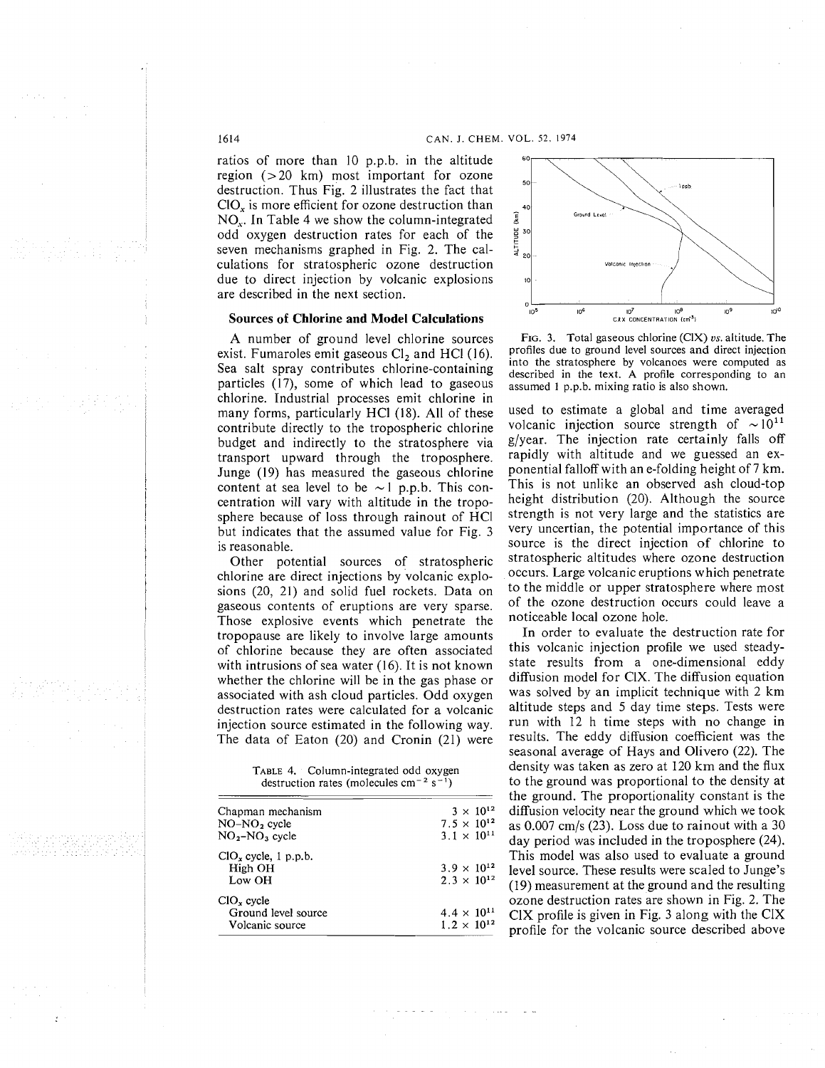ratios of more than 10 p.p.b. in the altitude region (>20 km) most important for ozone destruction. Thus Fig. 2 illustrates the fact that $ClO_x$ is more efficient for ozone destruction than $NO_x$. In Table 4 we show the column-integrated odd oxygen destruction rates for each of the seven mechanisms graphed in Fig. 2. The calculations for stratospheric ozone destruction due to direct injection by volcanic explosions are described in the next section.

## Sources of Chlorine and Model Calculations

A number of ground level chlorine sources exist. Fumaroles emit gaseous $Cl_2$ and HCl (16). Sea salt spray contributes chlorine-containing particles (17), some of which lead to gaseous chlorine. Industrial processes emit chlorine in many forms, particularly HCl (18). All of these contribute directly to the tropospheric chlorine budget and indirectly to the stratosphere via transport upward through the troposphere. Junge (19) has measured the gaseous chlorine content at sea level to be ~1 p.p.b. This concentration will vary with altitude in the troposphere because of loss through rainout of HCl but indicates that the assumed value for Fig. 3 is reasonable.

Other potential sources of stratospheric chlorine are direct injections by volcanic explosions (20, 21) and solid fuel rockets. Data on gaseous contents of eruptions are very sparse. Those explosive events which penetrate the tropopause are likely to involve large amounts of chlorine because they are often associated with intrusions of sea water (16). It is not known whether the chlorine will be in the gas phase or associated with ash cloud particles. Odd oxygen destruction rates were calculated for a volcanic injection source estimated in the following way. The data of Eaton (20) and Cronin (21) were

TABLE 4. Column-integrated odd oxygen destruction rates (molecules $cm^{-2}$ $s^{-1}$)

| | |
|---|---|
| Chapman mechanism | $3 \times 10^{12}$ |
| NO–$NO_2$ cycle | $7.5 \times 10^{12}$ |
| $NO_2$–$NO_3$ cycle | $3.1 \times 10^{11}$ |
| $ClO_x$ cycle, 1 p.p.b. | |
| High OH | $3.9 \times 10^{12}$ |
| Low OH | $2.3 \times 10^{12}$ |
| $ClO_x$ cycle | |
| Ground level source | $4.4 \times 10^{11}$ |
| Volcanic source | $1.2 \times 10^{12}$ |

FIG. 3. Total gaseous chlorine (ClX) *vs.* altitude. The profiles due to ground level sources and direct injection into the stratosphere by volcanoes were computed as described in the text. A profile corresponding to an assumed 1 p.p.b. mixing ratio is also shown.

used to estimate a global and time averaged volcanic injection source strength of ~$10^{11}$ g/year. The injection rate certainly falls off rapidly with altitude and we guessed an exponential falloff with an e-folding height of 7 km. This is not unlike an observed ash cloud-top height distribution (20). Although the source strength is not very large and the statistics are very uncertian, the potential importance of this source is the direct injection of chlorine to stratospheric altitudes where ozone destruction occurs. Large volcanic eruptions which penetrate to the middle or upper stratosphere where most of the ozone destruction occurs could leave a noticeable local ozone hole.

In order to evaluate the destruction rate for this volcanic injection profile we used steady-state results from a one-dimensional eddy diffusion model for ClX. The diffusion equation was solved by an implicit technique with 2 km altitude steps and 5 day time steps. Tests were run with 12 h time steps with no change in results. The eddy diffusion coefficient was the seasonal average of Hays and Olivero (22). The density was taken as zero at 120 km and the flux to the ground was proportional to the density at the ground. The proportionality constant is the diffusion velocity near the ground which we took as 0.007 cm/s (23). Loss due to rainout with a 30 day period was included in the troposphere (24). This model was also used to evaluate a ground level source. These results were scaled to Junge's (19) measurement at the ground and the resulting ozone destruction rates are shown in Fig. 2. The ClX profile is given in Fig. 3 along with the ClX profile for the volcanic source described above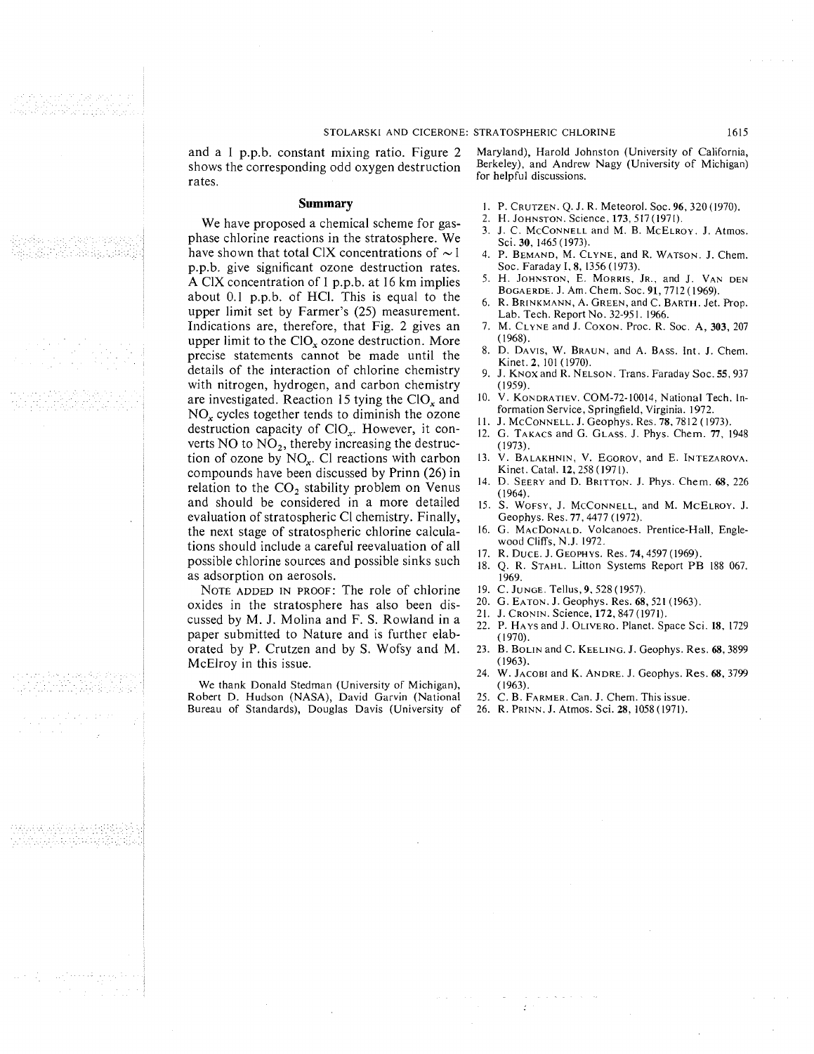and a 1 p.p.b. constant mixing ratio. Figure 2 shows the corresponding odd oxygen destruction rates.

## Summary

We have proposed a chemical scheme for gas-phase chlorine reactions in the stratosphere. We have shown that total ClX concentrations of $\sim 1$ p.p.b. give significant ozone destruction rates. A ClX concentration of 1 p.p.b. at 16 km implies about 0.1 p.p.b. of HCl. This is equal to the upper limit set by Farmer's (25) measurement. Indications are, therefore, that Fig. 2 gives an upper limit to the $ClO_x$ ozone destruction. More precise statements cannot be made until the details of the interaction of chlorine chemistry with nitrogen, hydrogen, and carbon chemistry are investigated. Reaction 15 tying the $ClO_x$ and $NO_x$ cycles together tends to diminish the ozone destruction capacity of $ClO_x$. However, it converts NO to $NO_2$, thereby increasing the destruction of ozone by $NO_x$. Cl reactions with carbon compounds have been discussed by Prinn (26) in relation to the $CO_2$ stability problem on Venus and should be considered in a more detailed evaluation of stratospheric Cl chemistry. Finally, the next stage of stratospheric chlorine calculations should include a careful reevaluation of all possible chlorine sources and possible sinks such as adsorption on aerosols.

NOTE ADDED IN PROOF: The role of chlorine oxides in the stratosphere has also been discussed by M. J. Molina and F. S. Rowland in a paper submitted to Nature and is further elaborated by P. Crutzen and by S. Wofsy and M. McElroy in this issue.

We thank Donald Stedman (University of Michigan), Robert D. Hudson (NASA), David Garvin (National Bureau of Standards), Douglas Davis (University of Maryland), Harold Johnston (University of California, Berkeley), and Andrew Nagy (University of Michigan) for helpful discussions.

1. P. CRUTZEN. Q. J. R. Meteorol. Soc. **96**, 320 (1970).
2. H. JOHNSTON. Science, **173**, 517 (1971).
3. J. C. MCCONNELL and M. B. MCELROY. J. Atmos. Sci. **30**, 1465 (1973).
4. P. BEMAND, M. CLYNE, and R. WATSON. J. Chem. Soc. Faraday I, **8**, 1356 (1973).
5. H. JOHNSTON, E. MORRIS, JR., and J. VAN DEN BOGAERDE. J. Am. Chem. Soc. **91**, 7712 (1969).
6. R. BRINKMANN, A. GREEN, and C. BARTH. Jet. Prop. Lab. Tech. Report No. 32-951. 1966.
7. M. CLYNE and J. COXON. Proc. R. Soc. A, **303**, 207 (1968).
8. D. DAVIS, W. BRAUN, and A. BASS. Int. J. Chem. Kinet. **2**, 101 (1970).
9. J. KNOX and R. NELSON. Trans. Faraday Soc. **55**, 937 (1959).
10. V. KONDRATIEV. COM-72-10014, National Tech. Information Service, Springfield, Virginia. 1972.
11. J. MCCONNELL. J. Geophys. Res. **78**, 7812 (1973).
12. G. TAKACS and G. GLASS. J. Phys. Chem. **77**, 1948 (1973).
13. V. BALAKHNIN, V. EGOROV, and E. INTEZAROVA. Kinet. Catal. **12**, 258 (1971).
14. D. SEERY and D. BRITTON. J. Phys. Chem. **68**, 226 (1964).
15. S. WOFSY, J. MCCONNELL, and M. MCELROY. J. Geophys. Res. **77**, 4477 (1972).
16. G. MACDONALD. Volcanoes. Prentice-Hall, Englewood Cliffs, N.J. 1972.
17. R. DUCE. J. GEOPHYS. Res. **74**, 4597 (1969).
18. Q. R. STAHL. Litton Systems Report PB 188 067. 1969.
19. C. JUNGE. Tellus, **9**, 528 (1957).
20. G. EATON. J. Geophys. Res. **68**, 521 (1963).
21. J. CRONIN. Science, **172**, 847 (1971).
22. P. HAYS and J. OLIVERO. Planet. Space Sci. **18**, 1729 (1970).
23. B. BOLIN and C. KEELING. J. Geophys. Res. **68**, 3899 (1963).
24. W. JACOBI and K. ANDRE. J. Geophys. Res. **68**, 3799 (1963).
25. C. B. FARMER. Can. J. Chem. This issue.
26. R. PRINN. J. Atmos. Sci. **28**, 1058 (1971).